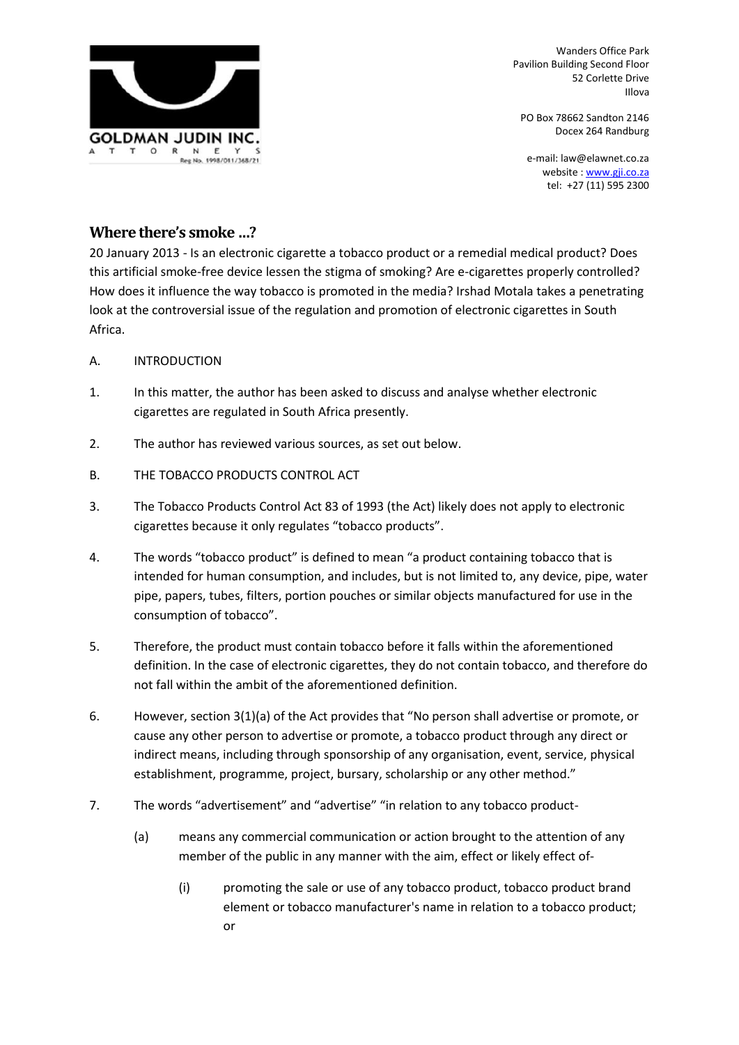GOLDMAN JUDIN INC.
ATTORNEYS
Reg No. 1998/011/368/21

Wanders Office Park
Pavilion Building Second Floor
52 Corlette Drive
Illova

PO Box 78662 Sandton 2146
Docex 264 Randburg

e-mail: law@elawnet.co.za
website : www.gji.co.za
tel: +27 (11) 595 2300

# Where there's smoke ...?

20 January 2013 - Is an electronic cigarette a tobacco product or a remedial medical product? Does this artificial smoke-free device lessen the stigma of smoking? Are e-cigarettes properly controlled? How does it influence the way tobacco is promoted in the media? Irshad Motala takes a penetrating look at the controversial issue of the regulation and promotion of electronic cigarettes in South Africa.

## A. INTRODUCTION

1. In this matter, the author has been asked to discuss and analyse whether electronic cigarettes are regulated in South Africa presently.

2. The author has reviewed various sources, as set out below.

## B. THE TOBACCO PRODUCTS CONTROL ACT

3. The Tobacco Products Control Act 83 of 1993 (the Act) likely does not apply to electronic cigarettes because it only regulates "tobacco products".

4. The words "tobacco product" is defined to mean "a product containing tobacco that is intended for human consumption, and includes, but is not limited to, any device, pipe, water pipe, papers, tubes, filters, portion pouches or similar objects manufactured for use in the consumption of tobacco".

5. Therefore, the product must contain tobacco before it falls within the aforementioned definition. In the case of electronic cigarettes, they do not contain tobacco, and therefore do not fall within the ambit of the aforementioned definition.

6. However, section 3(1)(a) of the Act provides that "No person shall advertise or promote, or cause any other person to advertise or promote, a tobacco product through any direct or indirect means, including through sponsorship of any organisation, event, service, physical establishment, programme, project, bursary, scholarship or any other method."

7. The words "advertisement" and "advertise" "in relation to any tobacco product-

   (a) means any commercial communication or action brought to the attention of any member of the public in any manner with the aim, effect or likely effect of-

      (i) promoting the sale or use of any tobacco product, tobacco product brand element or tobacco manufacturer's name in relation to a tobacco product; or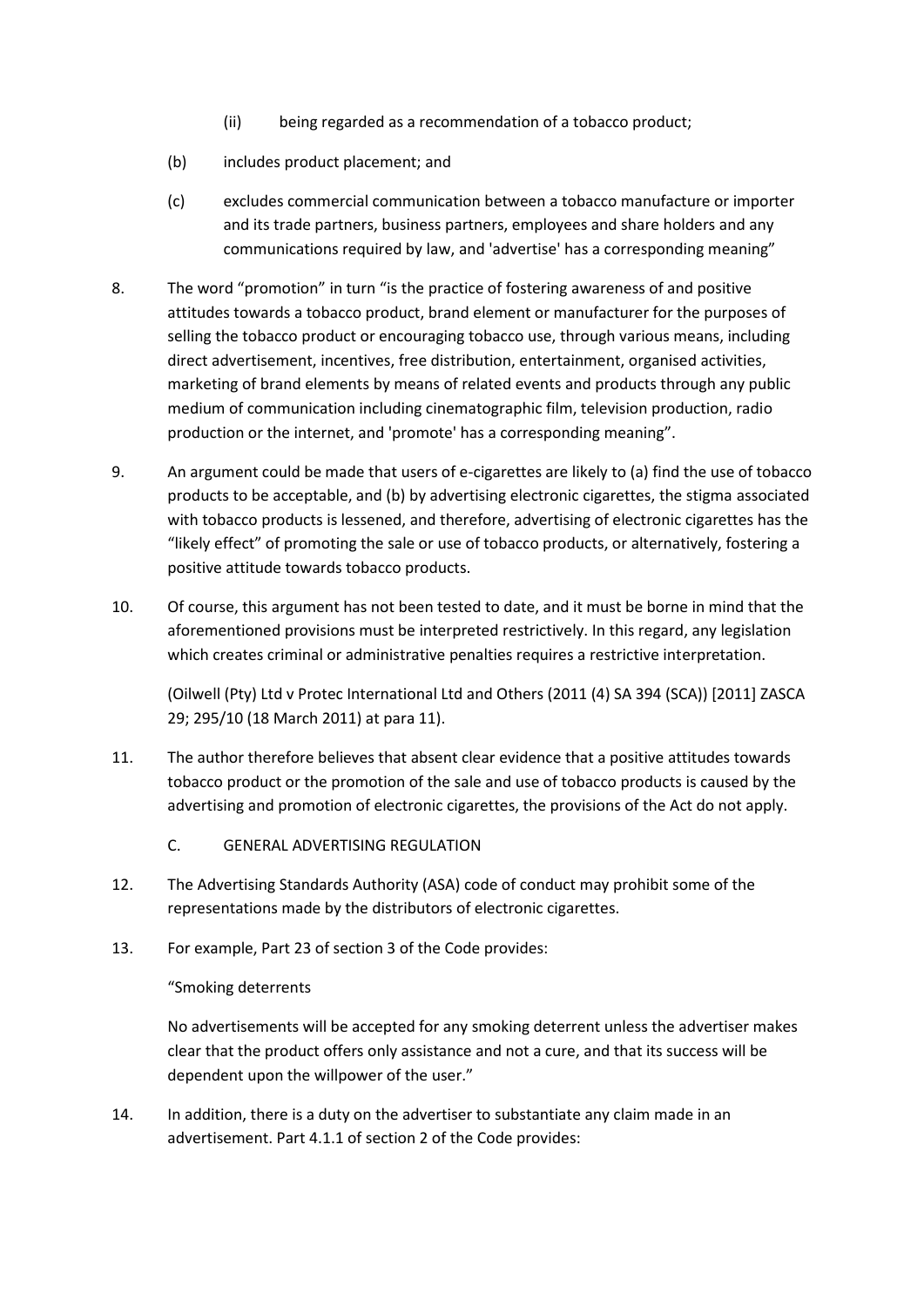(ii) being regarded as a recommendation of a tobacco product;

(b) includes product placement; and

(c) excludes commercial communication between a tobacco manufacture or importer and its trade partners, business partners, employees and share holders and any communications required by law, and 'advertise' has a corresponding meaning"

8. The word "promotion" in turn "is the practice of fostering awareness of and positive attitudes towards a tobacco product, brand element or manufacturer for the purposes of selling the tobacco product or encouraging tobacco use, through various means, including direct advertisement, incentives, free distribution, entertainment, organised activities, marketing of brand elements by means of related events and products through any public medium of communication including cinematographic film, television production, radio production or the internet, and 'promote' has a corresponding meaning".

9. An argument could be made that users of e-cigarettes are likely to (a) find the use of tobacco products to be acceptable, and (b) by advertising electronic cigarettes, the stigma associated with tobacco products is lessened, and therefore, advertising of electronic cigarettes has the "likely effect" of promoting the sale or use of tobacco products, or alternatively, fostering a positive attitude towards tobacco products.

10. Of course, this argument has not been tested to date, and it must be borne in mind that the aforementioned provisions must be interpreted restrictively. In this regard, any legislation which creates criminal or administrative penalties requires a restrictive interpretation.

    (Oilwell (Pty) Ltd v Protec International Ltd and Others (2011 (4) SA 394 (SCA)) [2011] ZASCA 29; 295/10 (18 March 2011) at para 11).

11. The author therefore believes that absent clear evidence that a positive attitudes towards tobacco product or the promotion of the sale and use of tobacco products is caused by the advertising and promotion of electronic cigarettes, the provisions of the Act do not apply.

## C. GENERAL ADVERTISING REGULATION

12. The Advertising Standards Authority (ASA) code of conduct may prohibit some of the representations made by the distributors of electronic cigarettes.

13. For example, Part 23 of section 3 of the Code provides:

    "Smoking deterrents

    No advertisements will be accepted for any smoking deterrent unless the advertiser makes clear that the product offers only assistance and not a cure, and that its success will be dependent upon the willpower of the user."

14. In addition, there is a duty on the advertiser to substantiate any claim made in an advertisement. Part 4.1.1 of section 2 of the Code provides: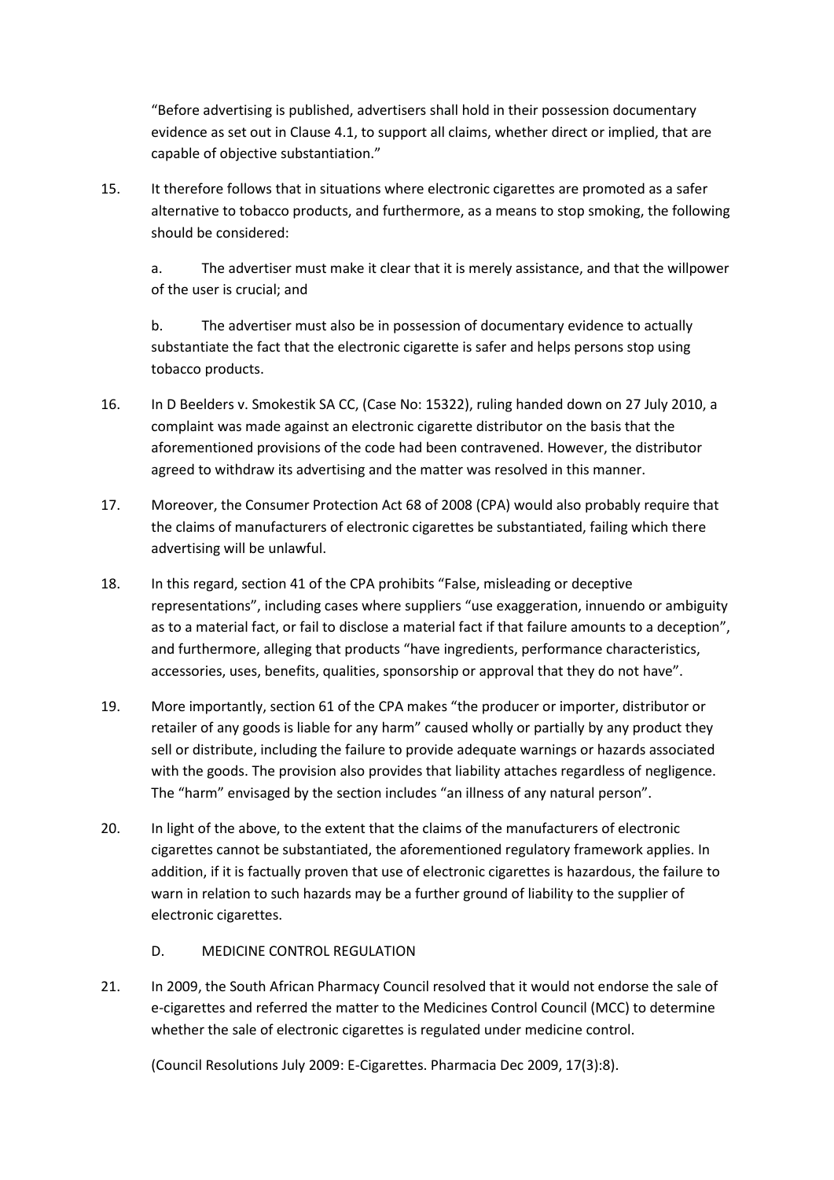"Before advertising is published, advertisers shall hold in their possession documentary evidence as set out in Clause 4.1, to support all claims, whether direct or implied, that are capable of objective substantiation."

15. It therefore follows that in situations where electronic cigarettes are promoted as a safer alternative to tobacco products, and furthermore, as a means to stop smoking, the following should be considered:

    a. The advertiser must make it clear that it is merely assistance, and that the willpower of the user is crucial; and

    b. The advertiser must also be in possession of documentary evidence to actually substantiate the fact that the electronic cigarette is safer and helps persons stop using tobacco products.

16. In D Beelders v. Smokestik SA CC, (Case No: 15322), ruling handed down on 27 July 2010, a complaint was made against an electronic cigarette distributor on the basis that the aforementioned provisions of the code had been contravened. However, the distributor agreed to withdraw its advertising and the matter was resolved in this manner.

17. Moreover, the Consumer Protection Act 68 of 2008 (CPA) would also probably require that the claims of manufacturers of electronic cigarettes be substantiated, failing which there advertising will be unlawful.

18. In this regard, section 41 of the CPA prohibits "False, misleading or deceptive representations", including cases where suppliers "use exaggeration, innuendo or ambiguity as to a material fact, or fail to disclose a material fact if that failure amounts to a deception", and furthermore, alleging that products "have ingredients, performance characteristics, accessories, uses, benefits, qualities, sponsorship or approval that they do not have".

19. More importantly, section 61 of the CPA makes "the producer or importer, distributor or retailer of any goods is liable for any harm" caused wholly or partially by any product they sell or distribute, including the failure to provide adequate warnings or hazards associated with the goods. The provision also provides that liability attaches regardless of negligence. The "harm" envisaged by the section includes "an illness of any natural person".

20. In light of the above, to the extent that the claims of the manufacturers of electronic cigarettes cannot be substantiated, the aforementioned regulatory framework applies. In addition, if it is factually proven that use of electronic cigarettes is hazardous, the failure to warn in relation to such hazards may be a further ground of liability to the supplier of electronic cigarettes.

## D. MEDICINE CONTROL REGULATION

21. In 2009, the South African Pharmacy Council resolved that it would not endorse the sale of e-cigarettes and referred the matter to the Medicines Control Council (MCC) to determine whether the sale of electronic cigarettes is regulated under medicine control.

    (Council Resolutions July 2009: E-Cigarettes. Pharmacia Dec 2009, 17(3):8).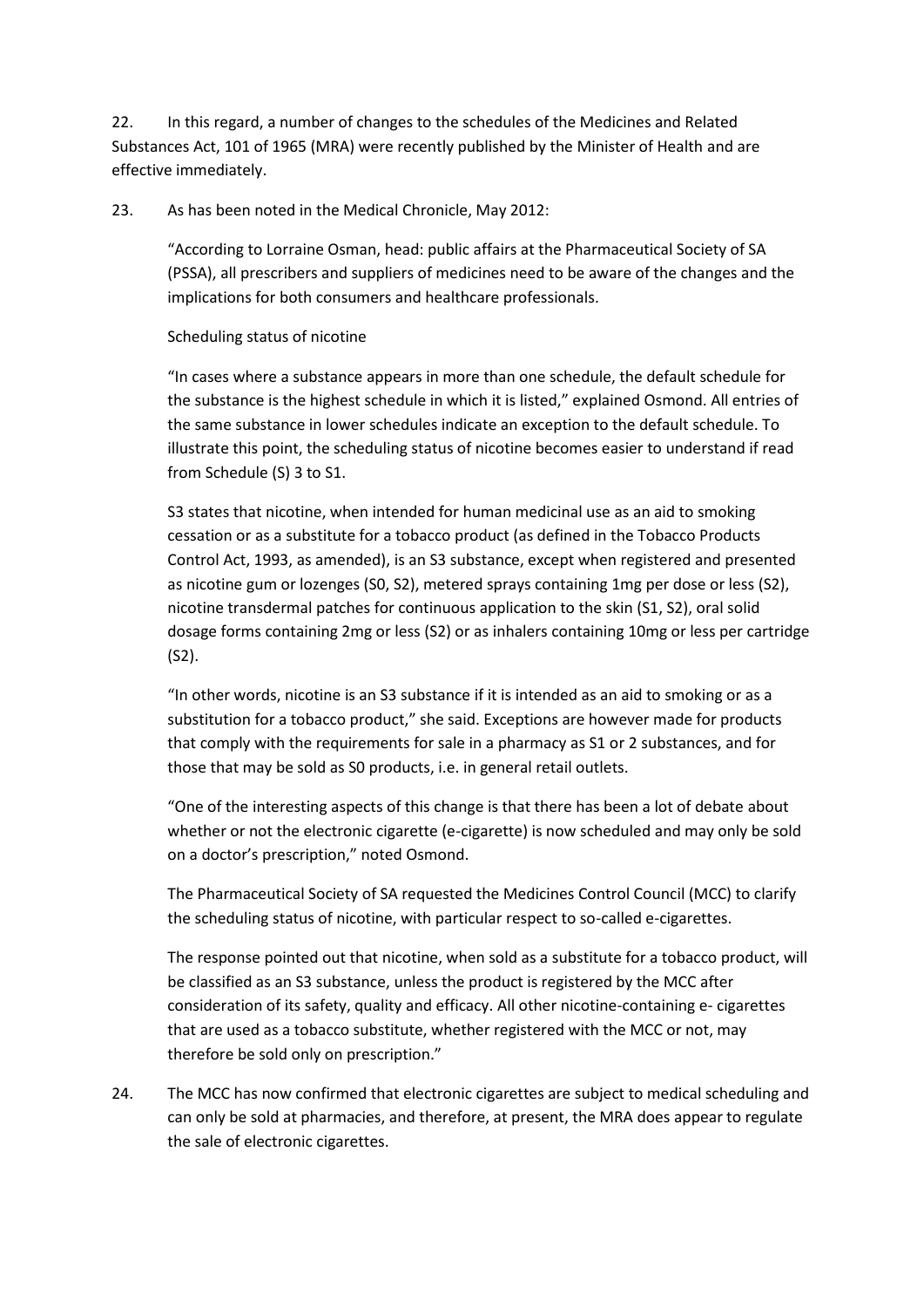22. In this regard, a number of changes to the schedules of the Medicines and Related Substances Act, 101 of 1965 (MRA) were recently published by the Minister of Health and are effective immediately.

23. As has been noted in the Medical Chronicle, May 2012:

> "According to Lorraine Osman, head: public affairs at the Pharmaceutical Society of SA (PSSA), all prescribers and suppliers of medicines need to be aware of the changes and the implications for both consumers and healthcare professionals.
>
> Scheduling status of nicotine
>
> "In cases where a substance appears in more than one schedule, the default schedule for the substance is the highest schedule in which it is listed," explained Osmond. All entries of the same substance in lower schedules indicate an exception to the default schedule. To illustrate this point, the scheduling status of nicotine becomes easier to understand if read from Schedule (S) 3 to S1.
>
> S3 states that nicotine, when intended for human medicinal use as an aid to smoking cessation or as a substitute for a tobacco product (as defined in the Tobacco Products Control Act, 1993, as amended), is an S3 substance, except when registered and presented as nicotine gum or lozenges (S0, S2), metered sprays containing 1mg per dose or less (S2), nicotine transdermal patches for continuous application to the skin (S1, S2), oral solid dosage forms containing 2mg or less (S2) or as inhalers containing 10mg or less per cartridge (S2).
>
> "In other words, nicotine is an S3 substance if it is intended as an aid to smoking or as a substitution for a tobacco product," she said. Exceptions are however made for products that comply with the requirements for sale in a pharmacy as S1 or 2 substances, and for those that may be sold as S0 products, i.e. in general retail outlets.
>
> "One of the interesting aspects of this change is that there has been a lot of debate about whether or not the electronic cigarette (e-cigarette) is now scheduled and may only be sold on a doctor's prescription," noted Osmond.
>
> The Pharmaceutical Society of SA requested the Medicines Control Council (MCC) to clarify the scheduling status of nicotine, with particular respect to so-called e-cigarettes.
>
> The response pointed out that nicotine, when sold as a substitute for a tobacco product, will be classified as an S3 substance, unless the product is registered by the MCC after consideration of its safety, quality and efficacy. All other nicotine-containing e- cigarettes that are used as a tobacco substitute, whether registered with the MCC or not, may therefore be sold only on prescription."

24. The MCC has now confirmed that electronic cigarettes are subject to medical scheduling and can only be sold at pharmacies, and therefore, at present, the MRA does appear to regulate the sale of electronic cigarettes.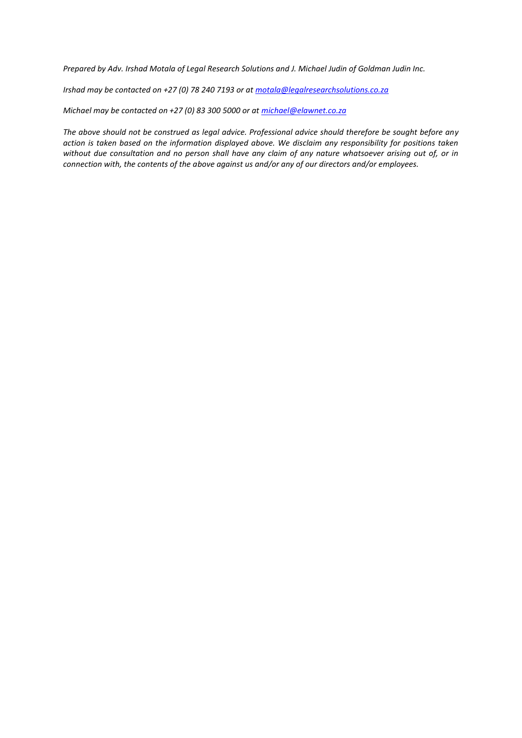*Prepared by Adv. Irshad Motala of Legal Research Solutions and J. Michael Judin of Goldman Judin Inc.*

*Irshad may be contacted on +27 (0) 78 240 7193 or at [motala@legalresearchsolutions.co.za](mailto:motala@legalresearchsolutions.co.za)*

*Michael may be contacted on +27 (0) 83 300 5000 or at [michael@elawnet.co.za](mailto:michael@elawnet.co.za)*

*The above should not be construed as legal advice. Professional advice should therefore be sought before any action is taken based on the information displayed above. We disclaim any responsibility for positions taken without due consultation and no person shall have any claim of any nature whatsoever arising out of, or in connection with, the contents of the above against us and/or any of our directors and/or employees.*